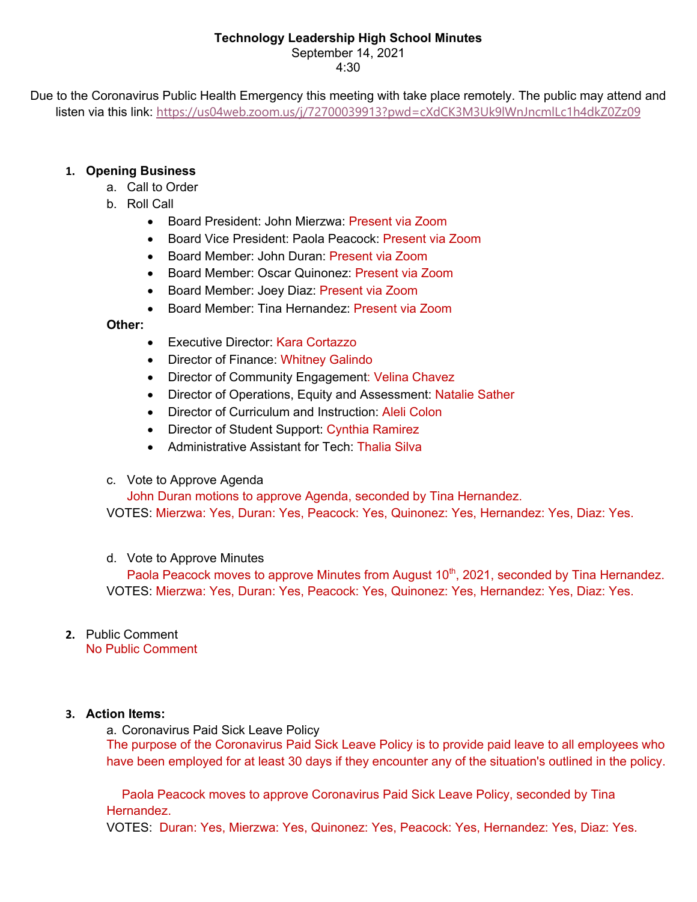**Technology Leadership High School Minutes**
September 14, 2021
4:30

Due to the Coronavirus Public Health Emergency this meeting with take place remotely. The public may attend and listen via this link: https://us04web.zoom.us/j/72700039913?pwd=cXdCK3M3Uk9lWnJncmlLc1h4dkZ0Zz09

1. **Opening Business**
   a. Call to Order
   b. Roll Call
      - Board President: John Mierzwa: Present via Zoom
      - Board Vice President: Paola Peacock: Present via Zoom
      - Board Member: John Duran: Present via Zoom
      - Board Member: Oscar Quinonez: Present via Zoom
      - Board Member: Joey Diaz: Present via Zoom
      - Board Member: Tina Hernandez: Present via Zoom

   **Other:**
      - Executive Director: Kara Cortazzo
      - Director of Finance: Whitney Galindo
      - Director of Community Engagement: Velina Chavez
      - Director of Operations, Equity and Assessment: Natalie Sather
      - Director of Curriculum and Instruction: Aleli Colon
      - Director of Student Support: Cynthia Ramirez
      - Administrative Assistant for Tech: Thalia Silva

   c. Vote to Approve Agenda
      John Duran motions to approve Agenda, seconded by Tina Hernandez.
      VOTES: Mierzwa: Yes, Duran: Yes, Peacock: Yes, Quinonez: Yes, Hernandez: Yes, Diaz: Yes.

   d. Vote to Approve Minutes
      Paola Peacock moves to approve Minutes from August 10th, 2021, seconded by Tina Hernandez.
      VOTES: Mierzwa: Yes, Duran: Yes, Peacock: Yes, Quinonez: Yes, Hernandez: Yes, Diaz: Yes.

2. Public Comment
   No Public Comment

3. **Action Items:**
   a. Coronavirus Paid Sick Leave Policy
      The purpose of the Coronavirus Paid Sick Leave Policy is to provide paid leave to all employees who have been employed for at least 30 days if they encounter any of the situation's outlined in the policy.

      Paola Peacock moves to approve Coronavirus Paid Sick Leave Policy, seconded by Tina Hernandez.
      VOTES: Duran: Yes, Mierzwa: Yes, Quinonez: Yes, Peacock: Yes, Hernandez: Yes, Diaz: Yes.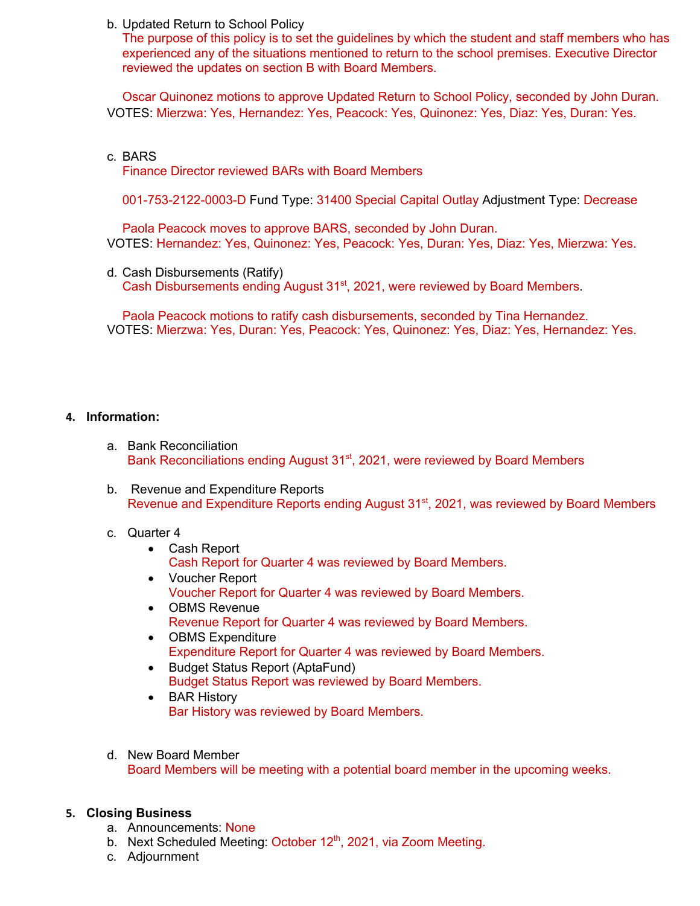b. Updated Return to School Policy
   The purpose of this policy is to set the guidelines by which the student and staff members who has experienced any of the situations mentioned to return to the school premises. Executive Director reviewed the updates on section B with Board Members.

   Oscar Quinonez motions to approve Updated Return to School Policy, seconded by John Duran.
   VOTES: Mierzwa: Yes, Hernandez: Yes, Peacock: Yes, Quinonez: Yes, Diaz: Yes, Duran: Yes.

c. BARS
   Finance Director reviewed BARs with Board Members

   001-753-2122-0003-D Fund Type: 31400 Special Capital Outlay Adjustment Type: Decrease

   Paola Peacock moves to approve BARS, seconded by John Duran.
   VOTES: Hernandez: Yes, Quinonez: Yes, Peacock: Yes, Duran: Yes, Diaz: Yes, Mierzwa: Yes.

d. Cash Disbursements (Ratify)
   Cash Disbursements ending August 31st, 2021, were reviewed by Board Members.

   Paola Peacock motions to ratify cash disbursements, seconded by Tina Hernandez.
   VOTES: Mierzwa: Yes, Duran: Yes, Peacock: Yes, Quinonez: Yes, Diaz: Yes, Hernandez: Yes.

**4. Information:**

a. Bank Reconciliation
   Bank Reconciliations ending August 31st, 2021, were reviewed by Board Members

b. Revenue and Expenditure Reports
   Revenue and Expenditure Reports ending August 31st, 2021, was reviewed by Board Members

c. Quarter 4
   - Cash Report
     Cash Report for Quarter 4 was reviewed by Board Members.
   - Voucher Report
     Voucher Report for Quarter 4 was reviewed by Board Members.
   - OBMS Revenue
     Revenue Report for Quarter 4 was reviewed by Board Members.
   - OBMS Expenditure
     Expenditure Report for Quarter 4 was reviewed by Board Members.
   - Budget Status Report (AptaFund)
     Budget Status Report was reviewed by Board Members.
   - BAR History
     Bar History was reviewed by Board Members.

d. New Board Member
   Board Members will be meeting with a potential board member in the upcoming weeks.

**5. Closing Business**

a. Announcements: None
b. Next Scheduled Meeting: October 12th, 2021, via Zoom Meeting.
c. Adjournment